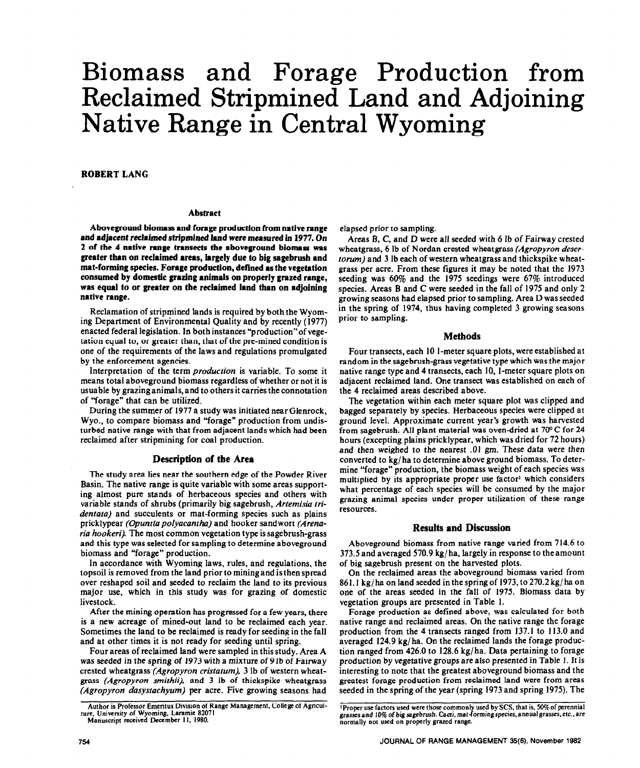# Biomass and Forage Production from Reclaimed Stripmined Land and Adjoining Native Range in Central Wyoming

**ROBERT LANG**

### Abstract

**Aboveground biomass and forage production from native range and adjacent reclaimed stripmined land were measured in 1977. On 2 of the 4 native range transects the aboveground biomass was greater than on reclaimed areas, largely due to big sagebrush and mat-forming species. Forage production, defined as the vegetation consumed by domestic grazing animals on properly grazed range, was equal to or greater on the reclaimed land than on adjoining native range.**

Reclamation of stripmined lands is required by both the Wyoming Department of Environmental Quality and by recently (1977) enacted federal legislation. In both instances "production" of vegetation equal to, or greater than, that of the pre-mined condition is one of the requirements of the laws and regulations promulgated by the enforcement agencies.

Interpretation of the term *production* is variable. To some it means total aboveground biomass regardless of whether or not it is usuable by grazing animals, and to others it carries the connotation of "forage" that can be utilized.

During the summer of 1977 a study was initiated near Glenrock, Wyo., to compare biomass and "forage" production from undisturbed native range with that from adjacent lands which had been reclaimed after stripmining for coal production.

## Description of the Area

The study area lies near the southern edge of the Powder River Basin. The native range is quite variable with some areas supporting almost pure stands of herbaceous species and others with variable stands of shrubs (primarily big sagebrush, *Artemisia tridentata*) and succulents or mat-forming species such as plains pricklypear *(Opuntia polyacantha)* and hooker sandwort *(Arenaria hookeri)*. The most common vegetation type is sagebrush-grass and this type was selected for sampling to determine aboveground biomass and "forage" production.

In accordance with Wyoming laws, rules, and regulations, the topsoil is removed from the land prior to mining and is then spread over reshaped soil and seeded to reclaim the land to its previous major use, which in this study was for grazing of domestic livestock.

After the mining operation has progressed for a few years, there is a new acreage of mined-out land to be reclaimed each year. Sometimes the land to be reclaimed is ready for seeding in the fall and at other times it is not ready for seeding until spring.

Four areas of reclaimed land were sampled in this study. Area A was seeded in the spring of 1973 with a mixture of 9 lb of Fairway crested wheatgrass *(Agropyron cristatum)*, 3 lb of western wheatgrass *(Agropyron smithii)*, and 3 lb of thickspike wheatgrass *(Agropyron dasystachyum)* per acre. Five growing seasons had elapsed prior to sampling.

Areas B, C, and D were all seeded with 6 lb of Fairway crested wheatgrass, 6 lb of Nordan crested wheatgrass *(Agropyron desertorum)* and 3 lb each of western wheatgrass and thickspike wheatgrass per acre. From these figures it may be noted that the 1973 seeding was 60% and the 1975 seedings were 67% introduced species. Areas B and C were seeded in the fall of 1975 and only 2 growing seasons had elapsed prior to sampling. Area D was seeded in the spring of 1974, thus having completed 3 growing seasons prior to sampling.

## Methods

Four transects, each 10 1-meter square plots, were established at random in the sagebrush-grass vegetative type which was the major native range type and 4 transects, each 10, 1-meter square plots on adjacent reclaimed land. One transect was established on each of the 4 reclaimed areas described above.

The vegetation within each meter square plot was clipped and bagged separately by species. Herbaceous species were clipped at ground level. Approximate current year's growth was harvested from sagebrush. All plant material was oven-dried at 70° C for 24 hours (excepting plains pricklypear, which was dried for 72 hours) and then weighed to the nearest .01 gm. These data were then converted to kg/ha to determine above ground biomass. To determine "forage" production, the biomass weight of each species was multiplied by its appropriate proper use factor[1] which considers what percentage of each species will be consumed by the major grazing animal species under proper utilization of these range resources.

## Results and Discussion

Aboveground biomass from native range varied from 714.6 to 373.5 and averaged 570.9 kg/ha, largely in response to the amount of big sagebrush present on the harvested plots.

On the reclaimed areas the aboveground biomass varied from 861.1 kg/ha on land seeded in the spring of 1973, to 270.2 kg/ha on one of the areas seeded in the fall of 1975. Biomass data by vegetation groups are presented in Table 1.

Forage production as defined above, was calculated for both native range and reclaimed areas. On the native range the forage production from the 4 transects ranged from 137.1 to 113.0 and averaged 124.9 kg/ha. On the reclaimed lands the forage production ranged from 426.0 to 128.6 kg/ha. Data pertaining to forage production by vegetative groups are also presented in Table 1. It is interesting to note that the greatest aboveground biomass and the greatest forage production from reclaimed land were from areas seeded in the spring of the year (spring 1973 and spring 1975). The

Author is Professor Emeritus Division of Range Management, College of Agriculture, University of Wyoming, Laramie 82071

Manuscript received December 11, 1980.

[1] Proper use factors used were those commonly used by SCS, that is, 50% of perennial grasses and 10% of big sagebrush. Cacti, mat-forming species, annual grasses, etc., are normally not used on properly grazed range.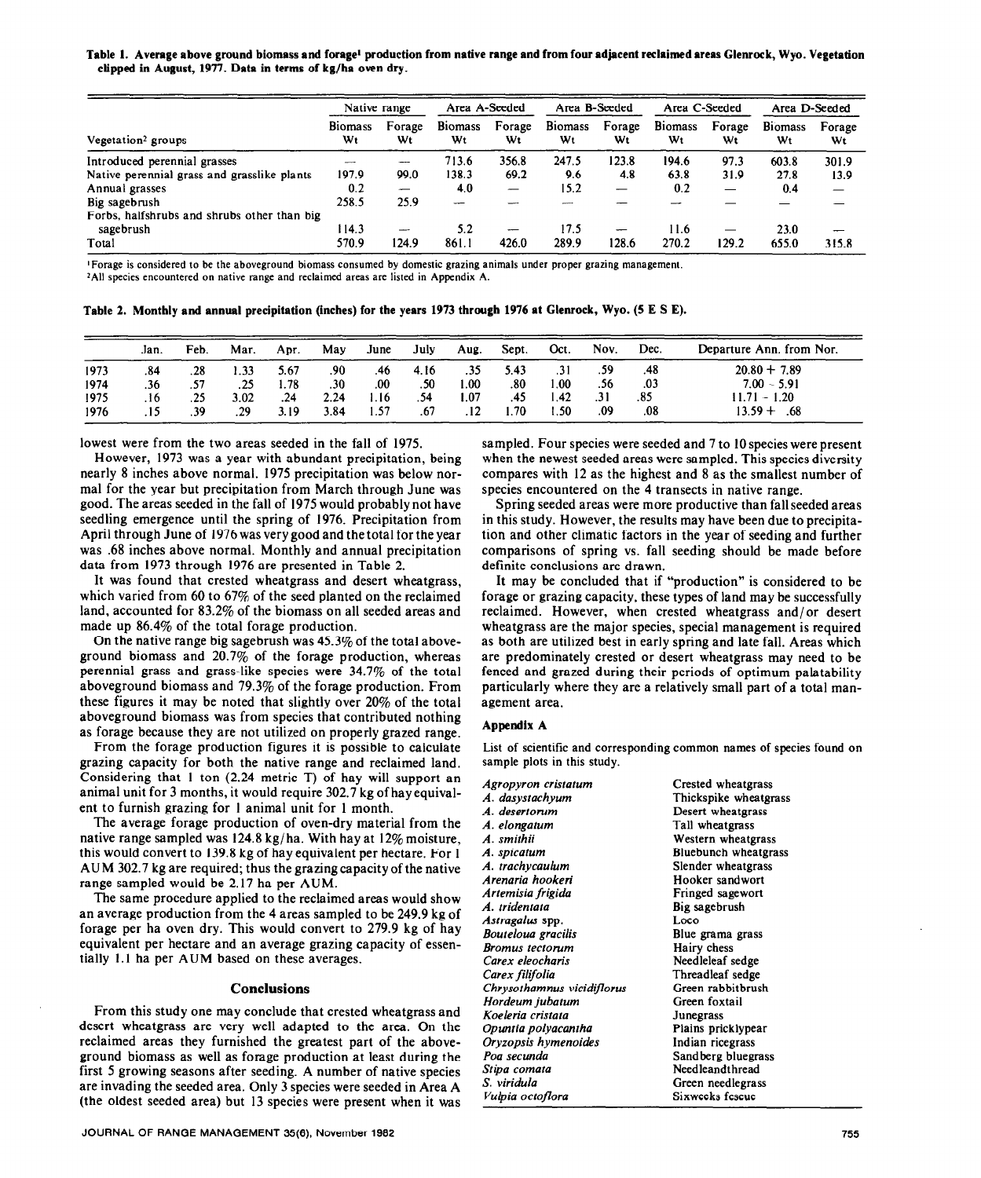**Table 1. Average above ground biomass and forage[1] production from native range and from four adjacent reclaimed areas Glenrock, Wyo. Vegetation clipped in August, 1977. Data in terms of kg/ha oven dry.**

| | Native range | | Area A-Seeded | | Area B-Seeded | | Area C-Seeded | | Area D-Seeded | |
|---|---|---|---|---|---|---|---|---|---|---|
| Vegetation[2] groups | Biomass Wt | Forage Wt | Biomass Wt | Forage Wt | Biomass Wt | Forage Wt | Biomass Wt | Forage Wt | Biomass Wt | Forage Wt |
| Introduced perennial grasses | — | — | 713.6 | 356.8 | 247.5 | 123.8 | 194.6 | 97.3 | 603.8 | 301.9 |
| Native perennial grass and grasslike plants | 197.9 | 99.0 | 138.3 | 69.2 | 9.6 | 4.8 | 63.8 | 31.9 | 27.8 | 13.9 |
| Annual grasses | 0.2 | — | 4.0 | — | 15.2 | — | 0.2 | — | 0.4 | — |
| Big sagebrush | 258.5 | 25.9 | — | — | — | — | — | — | — | — |
| Forbs, halfshrubs and shrubs other than big sagebrush | 114.3 | — | 5.2 | — | 17.5 | — | 11.6 | — | 23.0 | — |
| Total | 570.9 | 124.9 | 861.1 | 426.0 | 289.9 | 128.6 | 270.2 | 129.2 | 655.0 | 315.8 |

[1]Forage is considered to be the aboveground biomass consumed by domestic grazing animals under proper grazing management.
[2]All species encountered on native range and reclaimed areas are listed in Appendix A.

**Table 2. Monthly and annual precipitation (inches) for the years 1973 through 1976 at Glenrock, Wyo. (5 E S E).**

| | Jan. | Feb. | Mar. | Apr. | May | June | July | Aug. | Sept. | Oct. | Nov. | Dec. | Departure Ann. from Nor. |
|---|---|---|---|---|---|---|---|---|---|---|---|---|---|
| 1973 | .84 | .28 | 1.33 | 5.67 | .90 | .46 | 4.16 | .35 | 5.43 | .31 | .59 | .48 | 20.80 + 7.89 |
| 1974 | .36 | .57 | .25 | 1.78 | .30 | .00 | .50 | 1.00 | .80 | 1.00 | .56 | .03 | 7.00 − 5.91 |
| 1975 | .16 | .25 | 3.02 | .24 | 2.24 | 1.16 | .54 | 1.07 | .45 | 1.42 | .31 | .85 | 11.71 − 1.20 |
| 1976 | .15 | .39 | .29 | 3.19 | 3.84 | 1.57 | .67 | .12 | 1.70 | 1.50 | .09 | .08 | 13.59 + .68 |

lowest were from the two areas seeded in the fall of 1975.

However, 1973 was a year with abundant precipitation, being nearly 8 inches above normal. 1975 precipitation was below normal for the year but precipitation from March through June was good. The areas seeded in the fall of 1975 would probably not have seedling emergence until the spring of 1976. Precipitation from April through June of 1976 was very good and the total for the year was .68 inches above normal. Monthly and annual precipitation data from 1973 through 1976 are presented in Table 2.

It was found that crested wheatgrass and desert wheatgrass, which varied from 60 to 67% of the seed planted on the reclaimed land, accounted for 83.2% of the biomass on all seeded areas and made up 86.4% of the total forage production.

On the native range big sagebrush was 45.3% of the total aboveground biomass and 20.7% of the forage production, whereas perennial grass and grass-like species were 34.7% of the total aboveground biomass and 79.3% of the forage production. From these figures it may be noted that slightly over 20% of the total aboveground biomass was from species that contributed nothing as forage because they are not utilized on properly grazed range.

From the forage production figures it is possible to calculate grazing capacity for both the native range and reclaimed land. Considering that 1 ton (2.24 metric T) of hay will support an animal unit for 3 months, it would require 302.7 kg of hay equivalent to furnish grazing for 1 animal unit for 1 month.

The average forage production of oven-dry material from the native range sampled was 124.8 kg/ha. With hay at 12% moisture, this would convert to 139.8 kg of hay equivalent per hectare. For 1 AUM 302.7 kg are required; thus the grazing capacity of the native range sampled would be 2.17 ha per AUM.

The same procedure applied to the reclaimed areas would show an average production from the 4 areas sampled to be 249.9 kg of forage per ha oven dry. This would convert to 279.9 kg of hay equivalent per hectare and an average grazing capacity of essentially 1.1 ha per AUM based on these averages.

## Conclusions

From this study one may conclude that crested wheatgrass and desert wheatgrass are very well adapted to the area. On the reclaimed areas they furnished the greatest part of the aboveground biomass as well as forage production at least during the first 5 growing seasons after seeding. A number of native species are invading the seeded area. Only 3 species were seeded in Area A (the oldest seeded area) but 13 species were present when it was sampled. Four species were seeded and 7 to 10 species were present when the newest seeded areas were sampled. This species diversity compares with 12 as the highest and 8 as the smallest number of species encountered on the 4 transects in native range.

Spring seeded areas were more productive than fall seeded areas in this study. However, the results may have been due to precipitation and other climatic factors in the year of seeding and further comparisons of spring vs. fall seeding should be made before definite conclusions are drawn.

It may be concluded that if "production" is considered to be forage or grazing capacity, these types of land may be successfully reclaimed. However, when crested wheatgrass and/or desert wheatgrass are the major species, special management is required as both are utilized best in early spring and late fall. Areas which are predominately crested or desert wheatgrass may need to be fenced and grazed during their periods of optimum palatability particularly where they are a relatively small part of a total management area.

### Appendix A

List of scientific and corresponding common names of species found on sample plots in this study.

| | |
|---|---|
| *Agropyron cristatum* | Crested wheatgrass |
| *A. dasystachyum* | Thickspike wheatgrass |
| *A. desertorum* | Desert wheatgrass |
| *A. elongatum* | Tall wheatgrass |
| *A. smithii* | Western wheatgrass |
| *A. spicatum* | Bluebunch wheatgrass |
| *A. trachycaulum* | Slender wheatgrass |
| *Arenaria hookeri* | Hooker sandwort |
| *Artemisia frigida* | Fringed sagewort |
| *A. tridentata* | Big sagebrush |
| *Astragalus* spp. | Loco |
| *Bouteloua gracilis* | Blue grama grass |
| *Bromus tectorum* | Hairy chess |
| *Carex eleocharis* | Needleleaf sedge |
| *Carex filifolia* | Threadleaf sedge |
| *Chrysothamnus vicidiflorus* | Green rabbitbrush |
| *Hordeum jubatum* | Green foxtail |
| *Koeleria cristata* | Junegrass |
| *Opuntia polyacantha* | Plains pricklypear |
| *Oryzopsis hymenoides* | Indian ricegrass |
| *Poa secunda* | Sandberg bluegrass |
| *Stipa comata* | Needleandthread |
| *S. viridula* | Green needlegrass |
| *Vulpia octoflora* | Sixweeks fescue |